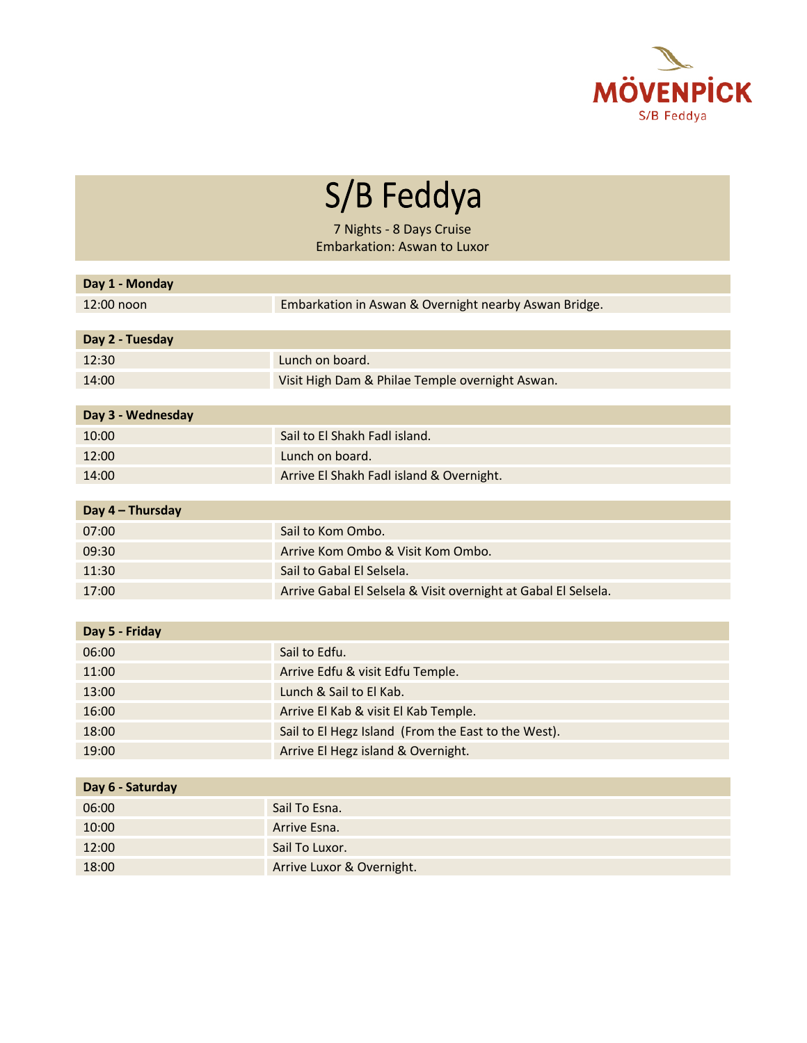MÖVENPICK
S/B Feddya

# S/B Feddya

7 Nights - 8 Days Cruise
Embarkation: Aswan to Luxor

| Day 1 - Monday | |
|---|---|
| 12:00 noon | Embarkation in Aswan & Overnight nearby Aswan Bridge. |

| Day 2 - Tuesday | |
|---|---|
| 12:30 | Lunch on board. |
| 14:00 | Visit High Dam & Philae Temple overnight Aswan. |

| Day 3 - Wednesday | |
|---|---|
| 10:00 | Sail to El Shakh Fadl island. |
| 12:00 | Lunch on board. |
| 14:00 | Arrive El Shakh Fadl island & Overnight. |

| Day 4 – Thursday | |
|---|---|
| 07:00 | Sail to Kom Ombo. |
| 09:30 | Arrive Kom Ombo & Visit Kom Ombo. |
| 11:30 | Sail to Gabal El Selsela. |
| 17:00 | Arrive Gabal El Selsela & Visit overnight at Gabal El Selsela. |

| Day 5 - Friday | |
|---|---|
| 06:00 | Sail to Edfu. |
| 11:00 | Arrive Edfu & visit Edfu Temple. |
| 13:00 | Lunch & Sail to El Kab. |
| 16:00 | Arrive El Kab & visit El Kab Temple. |
| 18:00 | Sail to El Hegz Island (From the East to the West). |
| 19:00 | Arrive El Hegz island & Overnight. |

| Day 6 - Saturday | |
|---|---|
| 06:00 | Sail To Esna. |
| 10:00 | Arrive Esna. |
| 12:00 | Sail To Luxor. |
| 18:00 | Arrive Luxor & Overnight. |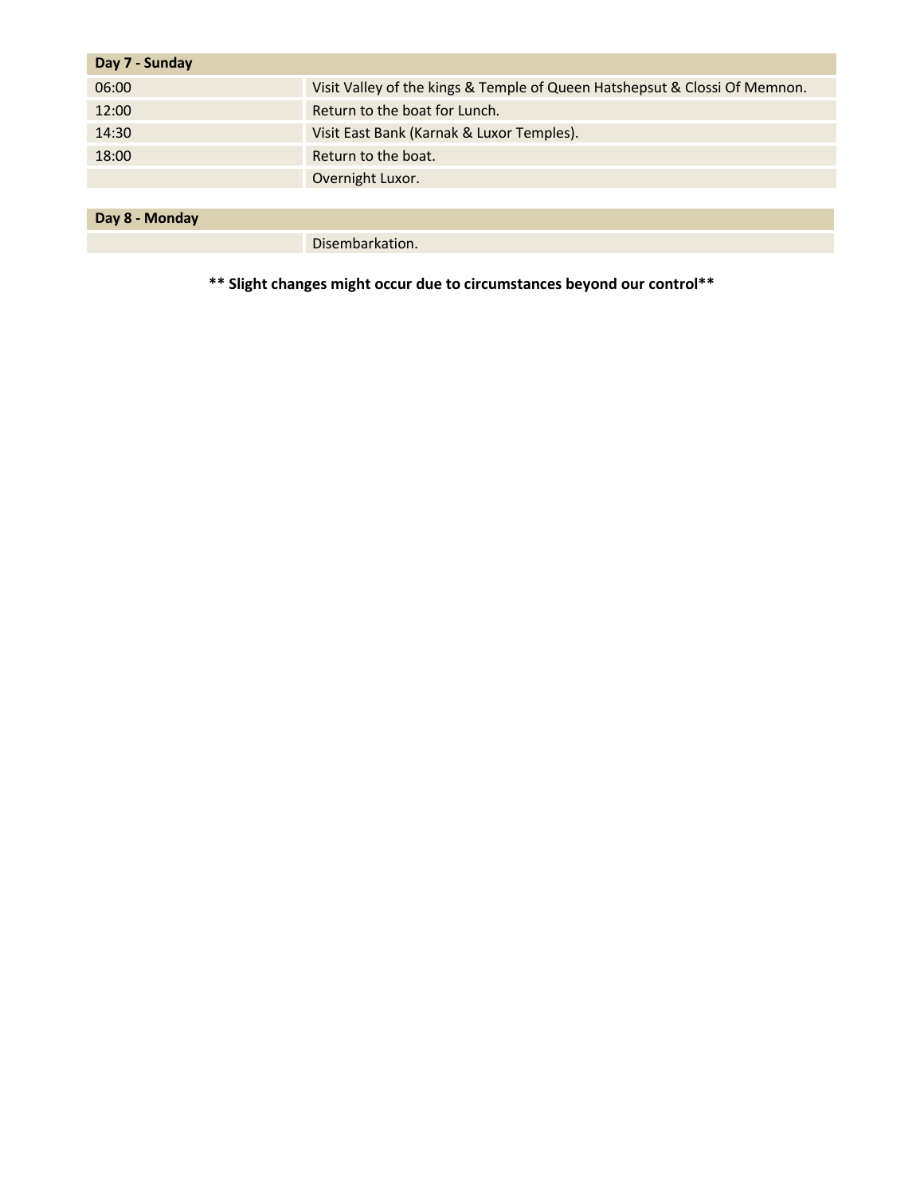| Day 7 - Sunday | |
|---|---|
| 06:00 | Visit Valley of the kings & Temple of Queen Hatshepsut & Clossi Of Memnon. |
| 12:00 | Return to the boat for Lunch. |
| 14:30 | Visit East Bank (Karnak & Luxor Temples). |
| 18:00 | Return to the boat. |
| | Overnight Luxor. |

| Day 8 - Monday | |
|---|---|
| | Disembarkation. |

**\*\* Slight changes might occur due to circumstances beyond our control\*\***